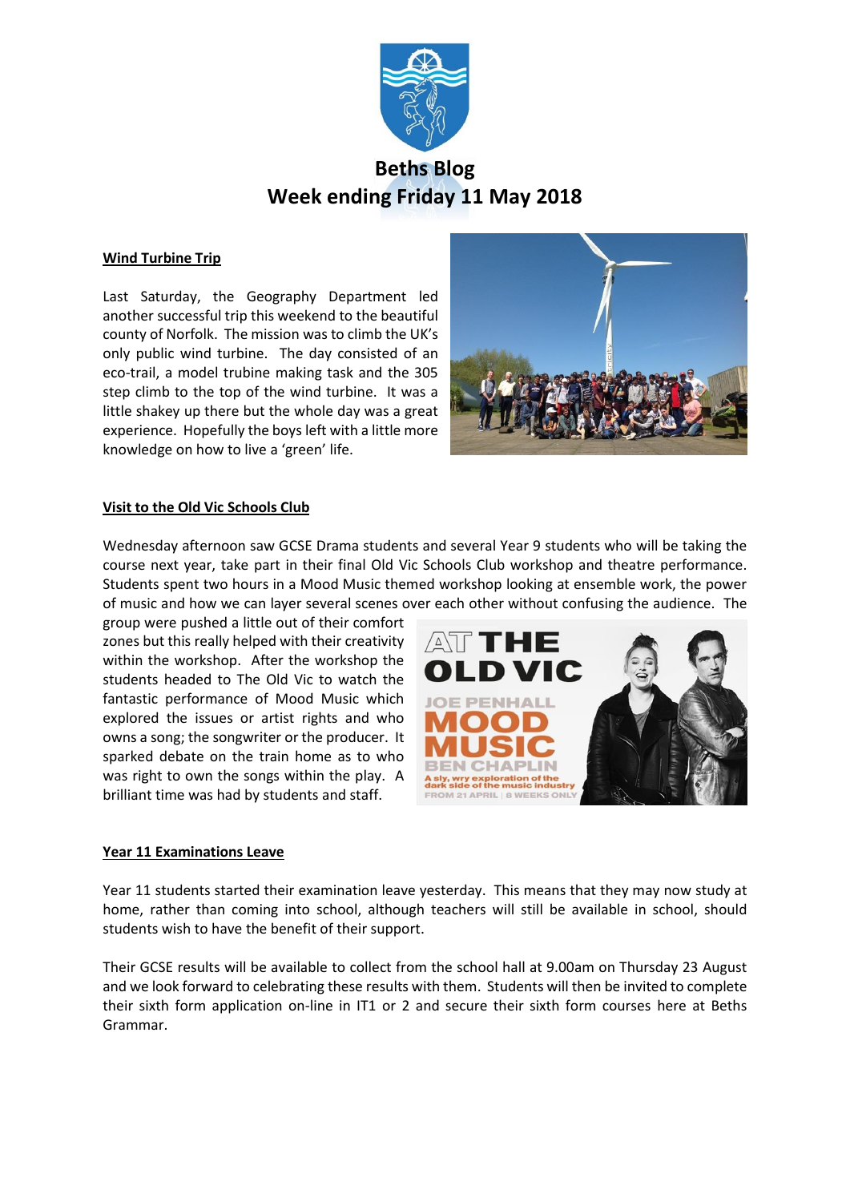# Beths Blog
# Week ending Friday 11 May 2018

## Wind Turbine Trip

Last Saturday, the Geography Department led another successful trip this weekend to the beautiful county of Norfolk. The mission was to climb the UK's only public wind turbine. The day consisted of an eco-trail, a model trubine making task and the 305 step climb to the top of the wind turbine. It was a little shakey up there but the whole day was a great experience. Hopefully the boys left with a little more knowledge on how to live a 'green' life.

## Visit to the Old Vic Schools Club

Wednesday afternoon saw GCSE Drama students and several Year 9 students who will be taking the course next year, take part in their final Old Vic Schools Club workshop and theatre performance. Students spent two hours in a Mood Music themed workshop looking at ensemble work, the power of music and how we can layer several scenes over each other without confusing the audience. The group were pushed a little out of their comfort zones but this really helped with their creativity within the workshop. After the workshop the students headed to The Old Vic to watch the fantastic performance of Mood Music which explored the issues or artist rights and who owns a song; the songwriter or the producer. It sparked debate on the train home as to who was right to own the songs within the play. A brilliant time was had by students and staff.

## Year 11 Examinations Leave

Year 11 students started their examination leave yesterday. This means that they may now study at home, rather than coming into school, although teachers will still be available in school, should students wish to have the benefit of their support.

Their GCSE results will be available to collect from the school hall at 9.00am on Thursday 23 August and we look forward to celebrating these results with them. Students will then be invited to complete their sixth form application on-line in IT1 or 2 and secure their sixth form courses here at Beths Grammar.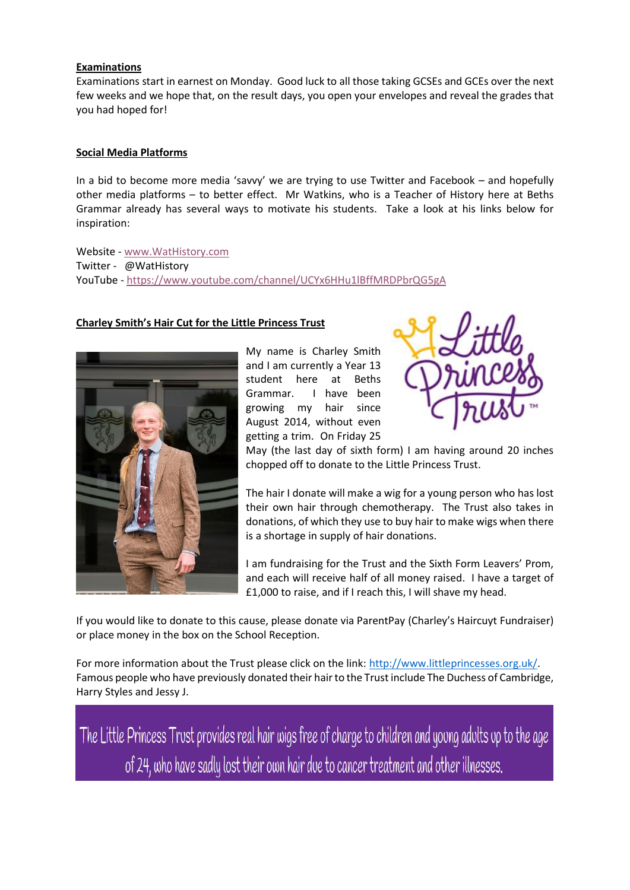**Examinations**

Examinations start in earnest on Monday. Good luck to all those taking GCSEs and GCEs over the next few weeks and we hope that, on the result days, you open your envelopes and reveal the grades that you had hoped for!

**Social Media Platforms**

In a bid to become more media 'savvy' we are trying to use Twitter and Facebook – and hopefully other media platforms – to better effect. Mr Watkins, who is a Teacher of History here at Beths Grammar already has several ways to motivate his students. Take a look at his links below for inspiration:

Website - www.WatHistory.com
Twitter - @WatHistory
YouTube - https://www.youtube.com/channel/UCYx6HHu1lBffMRDPbrQG5gA

**Charley Smith's Hair Cut for the Little Princess Trust**

My name is Charley Smith and I am currently a Year 13 student here at Beths Grammar. I have been growing my hair since August 2014, without even getting a trim. On Friday 25 May (the last day of sixth form) I am having around 20 inches chopped off to donate to the Little Princess Trust.

The hair I donate will make a wig for a young person who has lost their own hair through chemotherapy. The Trust also takes in donations, of which they use to buy hair to make wigs when there is a shortage in supply of hair donations.

I am fundraising for the Trust and the Sixth Form Leavers' Prom, and each will receive half of all money raised. I have a target of £1,000 to raise, and if I reach this, I will shave my head.

If you would like to donate to this cause, please donate via ParentPay (Charley's Haircuyt Fundraiser) or place money in the box on the School Reception.

For more information about the Trust please click on the link: http://www.littleprincesses.org.uk/. Famous people who have previously donated their hair to the Trust include The Duchess of Cambridge, Harry Styles and Jessy J.

The Little Princess Trust provides real hair wigs free of charge to children and young adults up to the age of 24, who have sadly lost their own hair due to cancer treatment and other illnesses.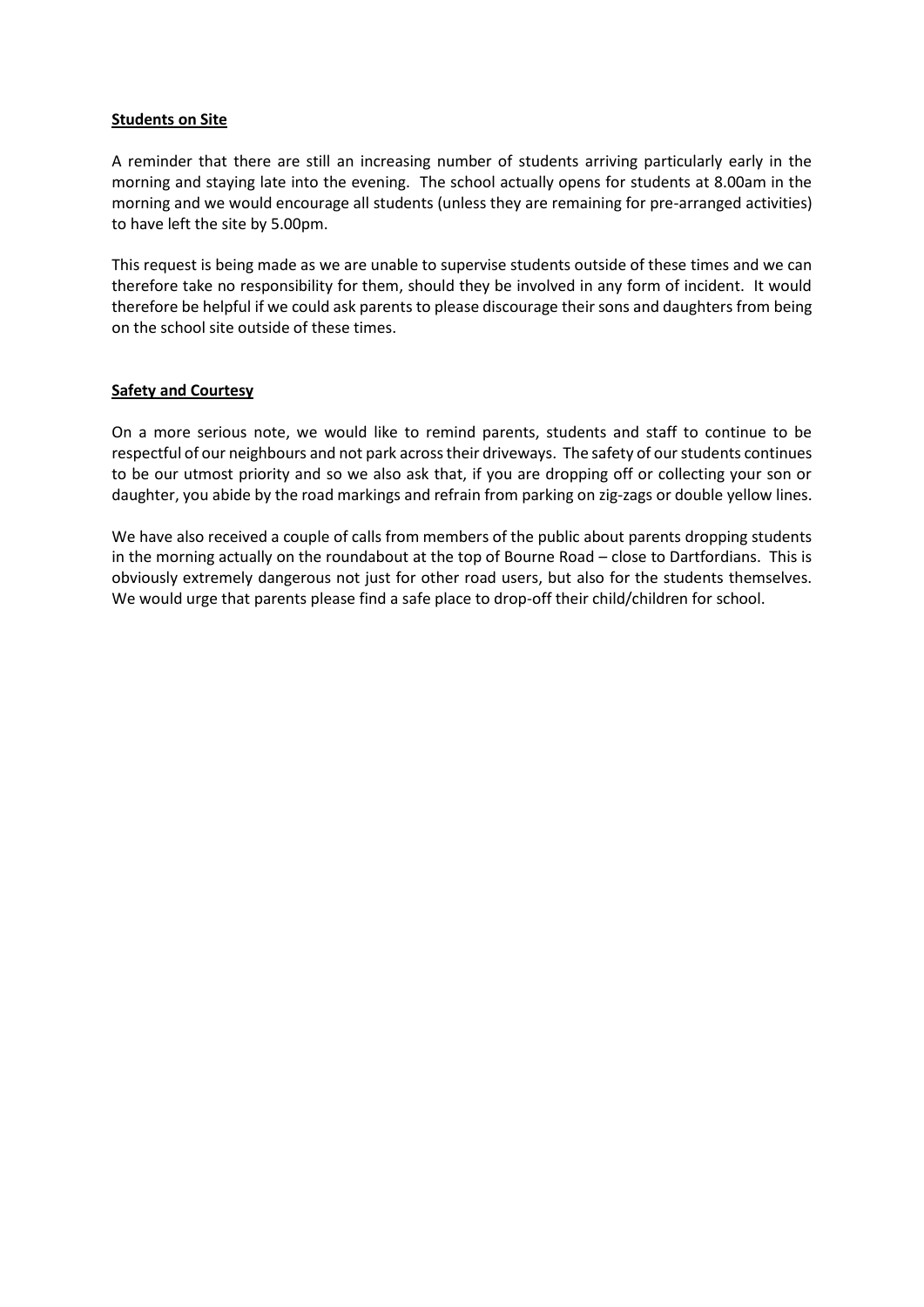**Students on Site**

A reminder that there are still an increasing number of students arriving particularly early in the morning and staying late into the evening. The school actually opens for students at 8.00am in the morning and we would encourage all students (unless they are remaining for pre-arranged activities) to have left the site by 5.00pm.

This request is being made as we are unable to supervise students outside of these times and we can therefore take no responsibility for them, should they be involved in any form of incident. It would therefore be helpful if we could ask parents to please discourage their sons and daughters from being on the school site outside of these times.

**Safety and Courtesy**

On a more serious note, we would like to remind parents, students and staff to continue to be respectful of our neighbours and not park across their driveways. The safety of our students continues to be our utmost priority and so we also ask that, if you are dropping off or collecting your son or daughter, you abide by the road markings and refrain from parking on zig-zags or double yellow lines.

We have also received a couple of calls from members of the public about parents dropping students in the morning actually on the roundabout at the top of Bourne Road – close to Dartfordians. This is obviously extremely dangerous not just for other road users, but also for the students themselves. We would urge that parents please find a safe place to drop-off their child/children for school.